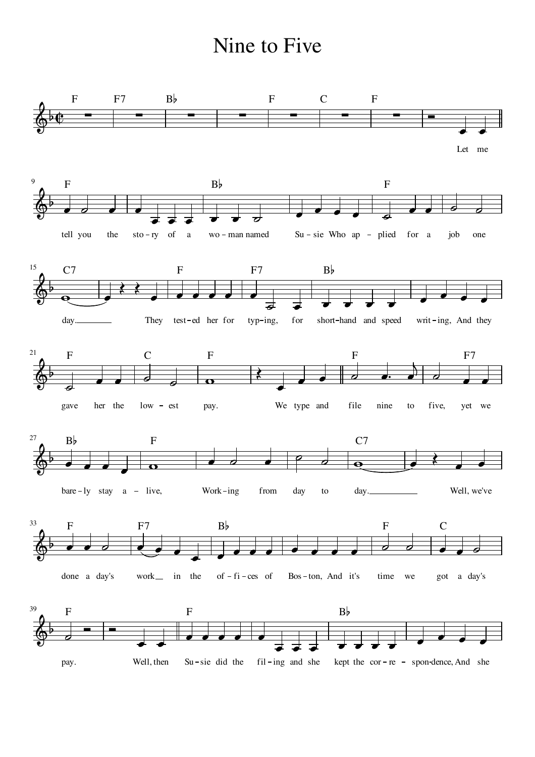# Nine to Five

F F7 B♭ F C F

Let me

F B♭ F

tell you the sto-ry of a wo-man named Su-sie Who ap-plied for a job one

C7 F F7 B♭

day. They test-ed her for typ-ing, for short-hand and speed writ-ing, And they

F C F F F7

gave her the low-est pay. We type and file nine to five, yet we

B♭ F C7

bare-ly stay a-live, Work-ing from day to day. Well, we've

F F7 B♭ F C

done a day's work in the of-fi-ces of Bos-ton, And it's time we got a day's

F F B♭

pay. Well, then Su-sie did the fil-ing and she kept the cor-re-spon-dence, And she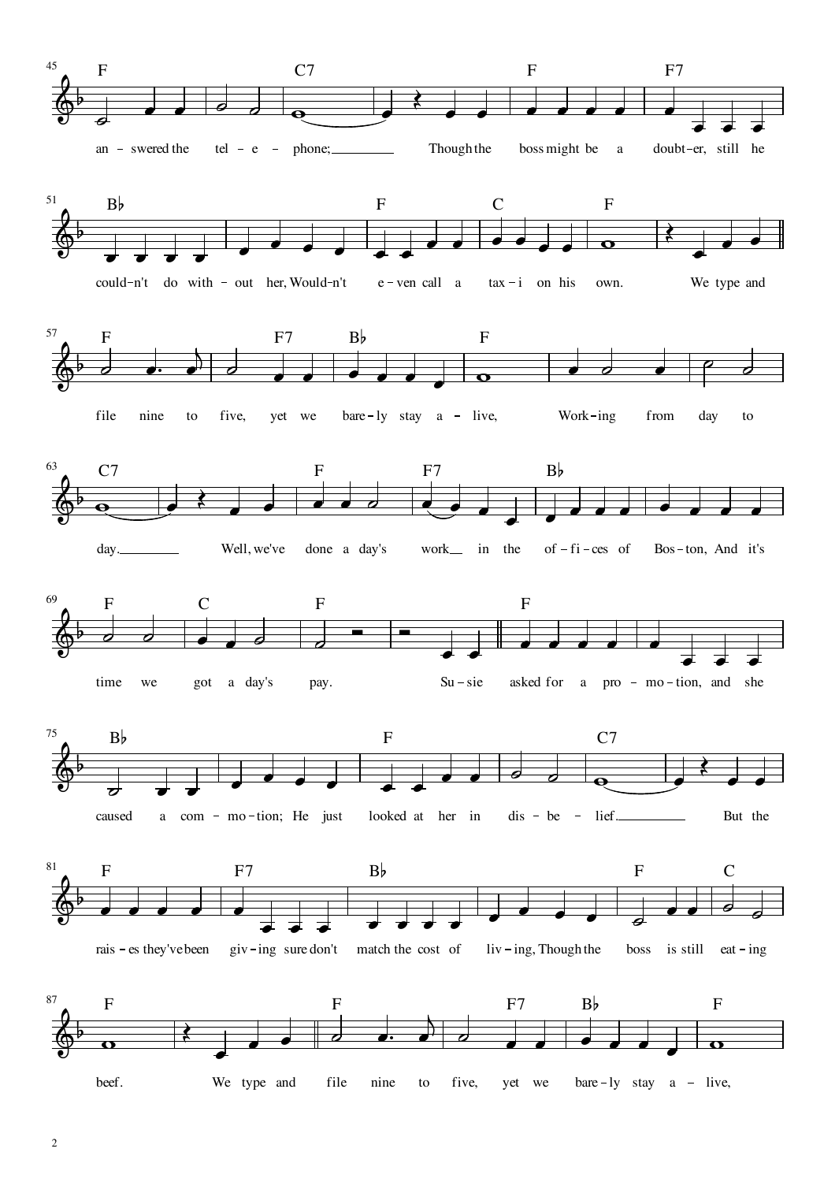45

F C7 F F7

an – swered the tel – e – phone; Though the boss might be a doubt – er, still he

51

B♭ F C F

could – n't do with – out her, Would – n't e – ven call a tax – i on his own. We type and

57

F F7 B♭ F

file nine to five, yet we bare – ly stay a – live, Work – ing from day to

63

C7 F F7 B♭

day. Well, we've done a day's work in the of – fi – ces of Bos – ton, And it's

69

F C F F

time we got a day's pay. Su – sie asked for a pro – mo – tion, and she

75

B♭ F C7

caused a com – mo – tion; He just looked at her in dis – be – lief. But the

81

F F7 B♭ F C

rais – es they've been giv – ing sure don't match the cost of liv – ing, Though the boss is still eat – ing

87

F F F7 B♭ F

beef. We type and file nine to five, yet we bare – ly stay a – live,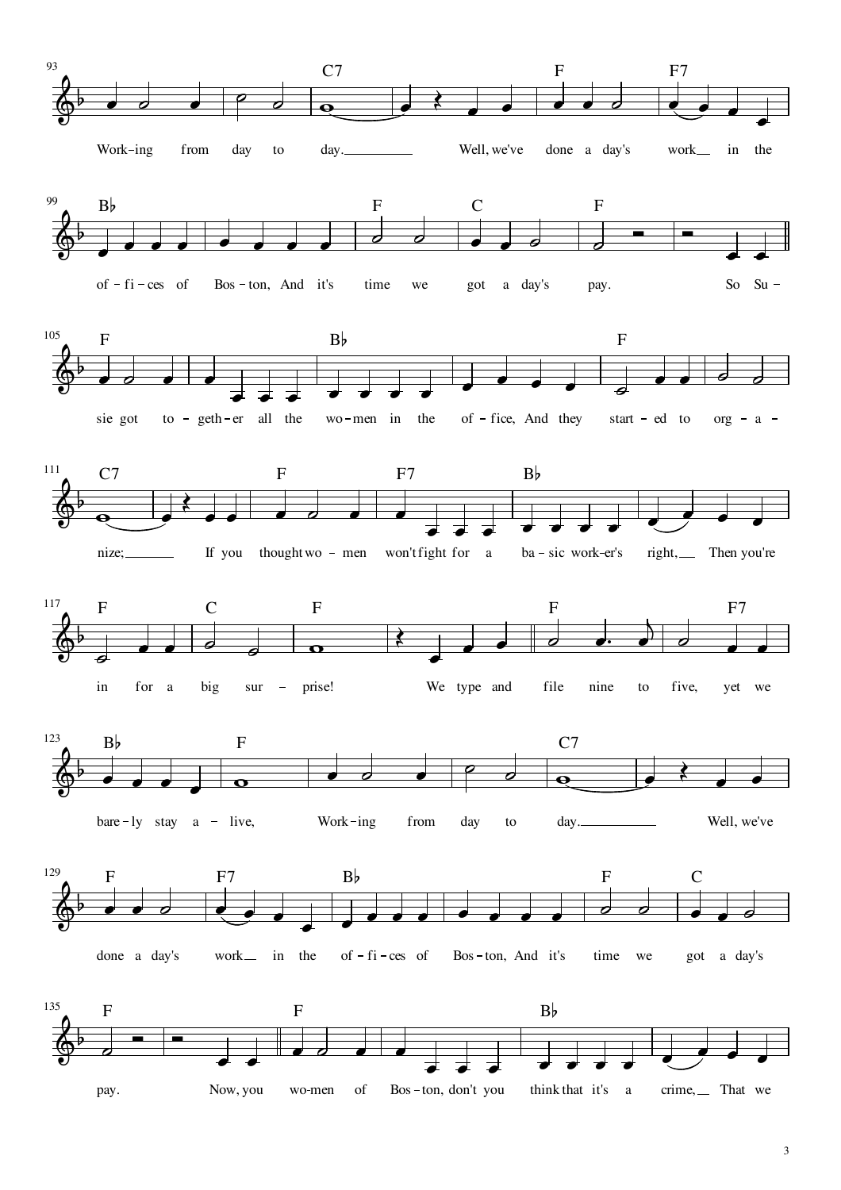93

C7 F F7

Work-ing from day to day. Well, we've done a day's work in the

99

B♭ F C F

of-fi-ces of Bos-ton, And it's time we got a day's pay. So Su-

105

F B♭ F

sie got to-geth-er all the wo-men in the of-fice, And they start-ed to org-a-

111

C7 F F7 B♭

nize; If you thought wo-men won't fight for a ba-sic work-er's right, Then you're

117

F C F F F7

in for a big sur-prise! We type and file nine to five, yet we

123

B♭ F C7

bare-ly stay a-live, Work-ing from day to day. Well, we've

129

F F7 B♭ F C

done a day's work in the of-fi-ces of Bos-ton, And it's time we got a day's

135

F F B♭

pay. Now, you wo-men of Bos-ton, don't you think that it's a crime, That we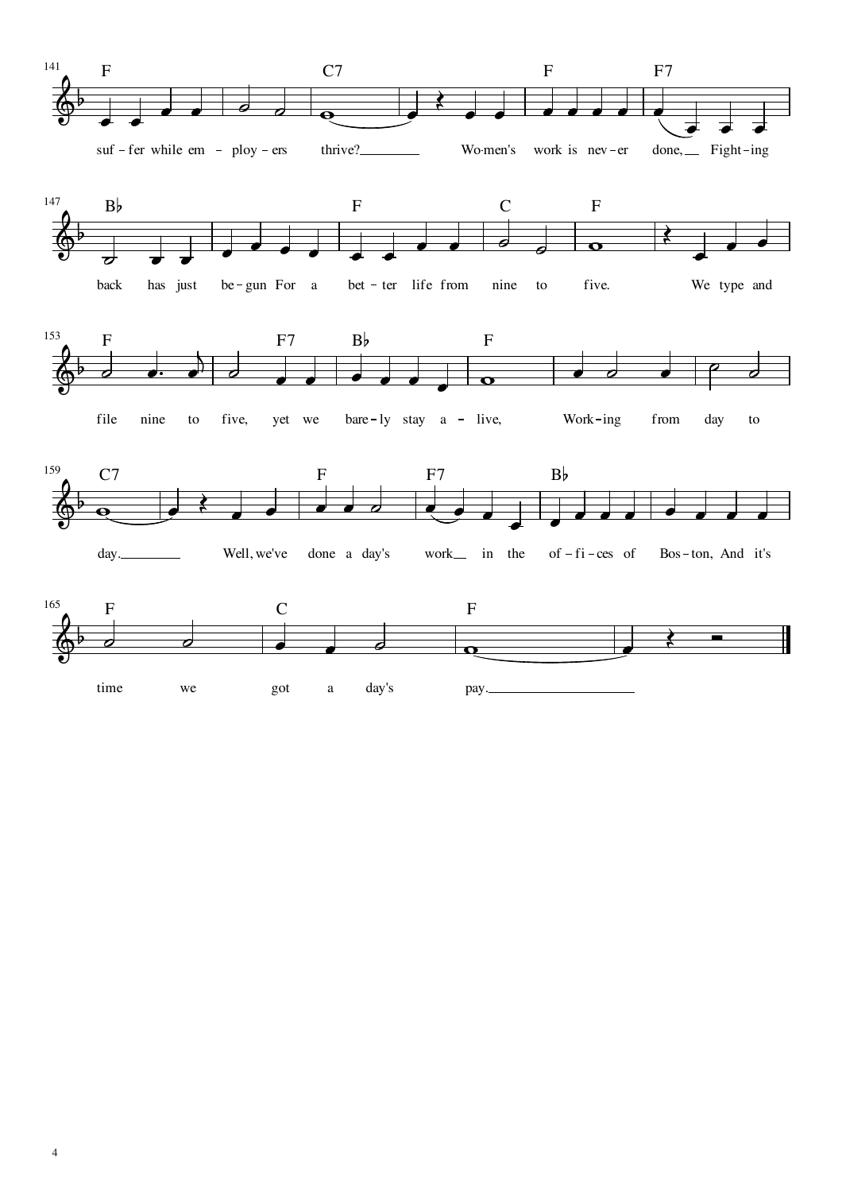141

F C7 F F7

suf-fer while em-ploy-ers thrive? Wo-men's work is nev-er done, Fight-ing

147

B♭ F C F

back has just be-gun For a bet-ter life from nine to five. We type and

153

F F7 B♭ F

file nine to five, yet we bare-ly stay a-live, Work-ing from day to

159

C7 F F7 B♭

day. Well, we've done a day's work in the of-fi-ces of Bos-ton, And it's

165

F C F

time we got a day's pay.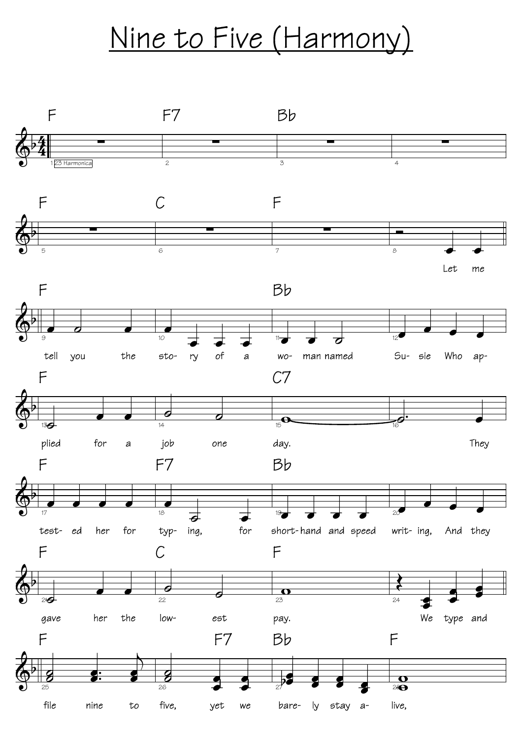# Nine to Five (Harmony)

F F7 Bb

23 Harmonica

F C F

Let me

F Bb

tell you the sto- ry of a wo- man named Su- sie Who ap-

F C7

plied for a job one day. They

F F7 Bb

test- ed her for typ- ing, for short- hand and speed writ- ing, And they

F C F

gave her the low- est pay. We type and

F F7 Bb F

file nine to five, yet we bare- ly stay a- live,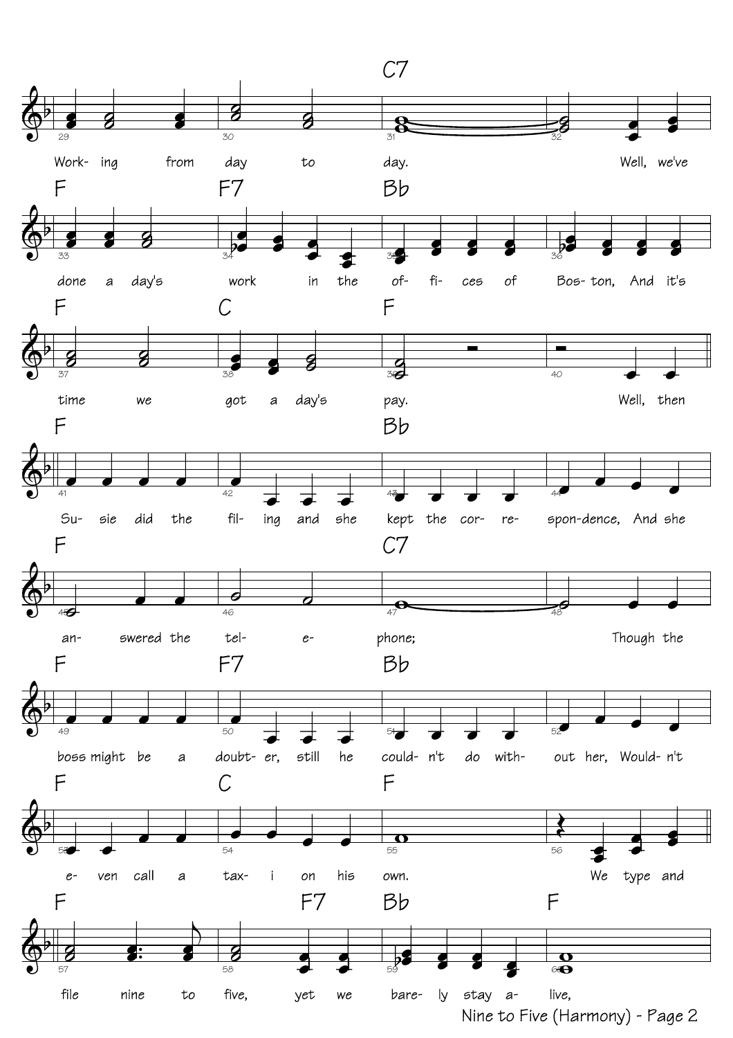C7

Work- ing from day to day. Well, we've

F F7 Bb

done a day's work in the of- fi- ces of Bos- ton, And it's

F C F

time we got a day's pay. Well, then

F Bb

Su- sie did the fil- ing and she kept the cor- re- spon-dence, And she

F C7

an- swered the tel- e- phone; Though the

F F7 Bb

boss might be a doubt- er, still he could- n't do with- out her, Would- n't

F C F

e- ven call a tax- i on his own. We type and

F F7 Bb F

file nine to five, yet we bare- ly stay a- live,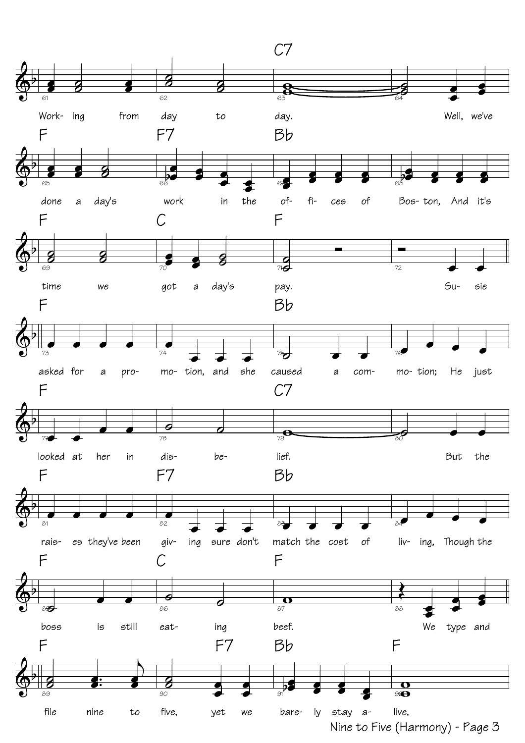C7

Work- ing from day to day. Well, we've

F F7 Bb

done a day's work in the of- fi- ces of Bos- ton, And it's

F C F

time we got a day's pay. Su- sie

F Bb

asked for a pro- mo- tion, and she caused a com- mo- tion; He just

F C7

looked at her in dis- be- lief. But the

F F7 Bb

rais- es they've been giv- ing sure don't match the cost of liv- ing, Though the

F C F

boss is still eat- ing beef. We type and

F F7 Bb F

file nine to five, yet we bare- ly stay a- live,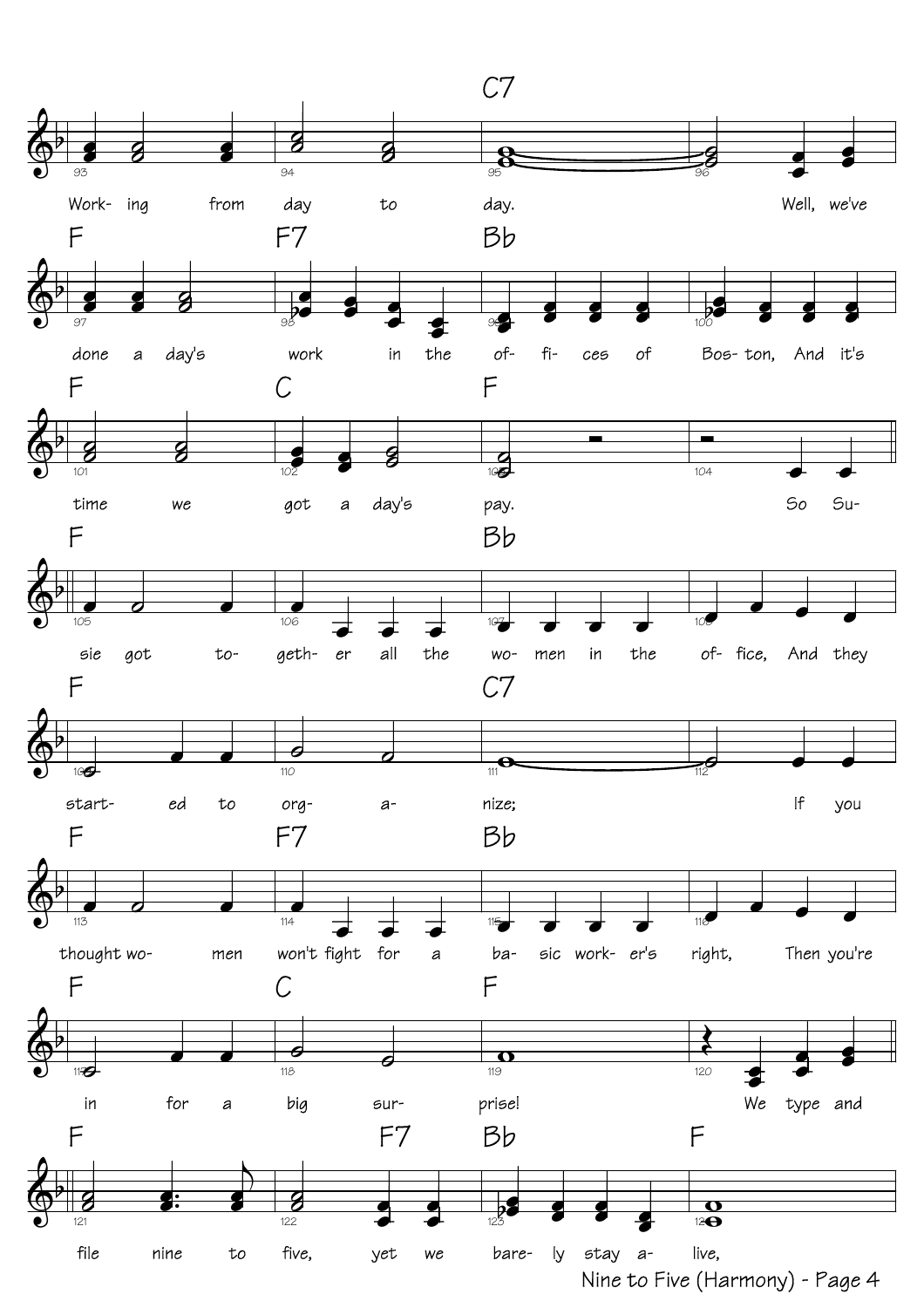C7

Work- ing from day to day. Well, we've

F F7 Bb

done a day's work in the of- fi- ces of Bos- ton, And it's

F C F

time we got a day's pay. So Su-

F Bb

sie got to- geth- er all the wo- men in the of- fice, And they

F C7

start- ed to org- a- nize; If you

F F7 Bb

thought wo- men won't fight for a ba- sic work- er's right, Then you're

F C F

in for a big sur- prise! We type and

F F7 Bb F

file nine to five, yet we bare- ly stay a- live,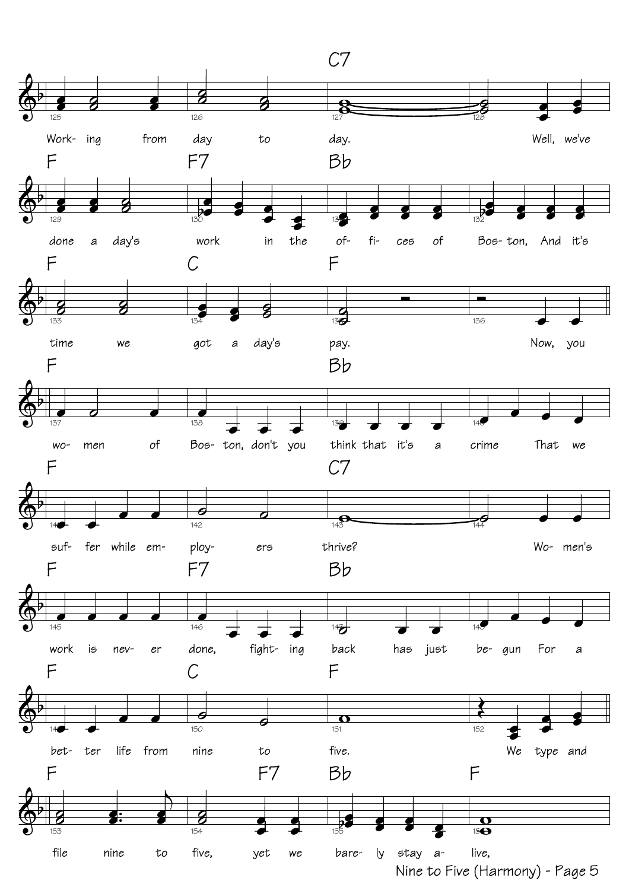C7

Work- ing from day to day. Well, we've

F F7 Bb

done a day's work in the of- fi- ces of Bos- ton, And it's

F C F

time we got a day's pay. Now, you

F Bb

wo- men of Bos- ton, don't you think that it's a crime That we

F C7

suf- fer while em- ploy- ers thrive? Wo- men's

F F7 Bb

work is nev- er done, fight- ing back has just be- gun For a

F C F

bet- ter life from nine to five. We type and

F F7 Bb F

file nine to five, yet we bare- ly stay a- live,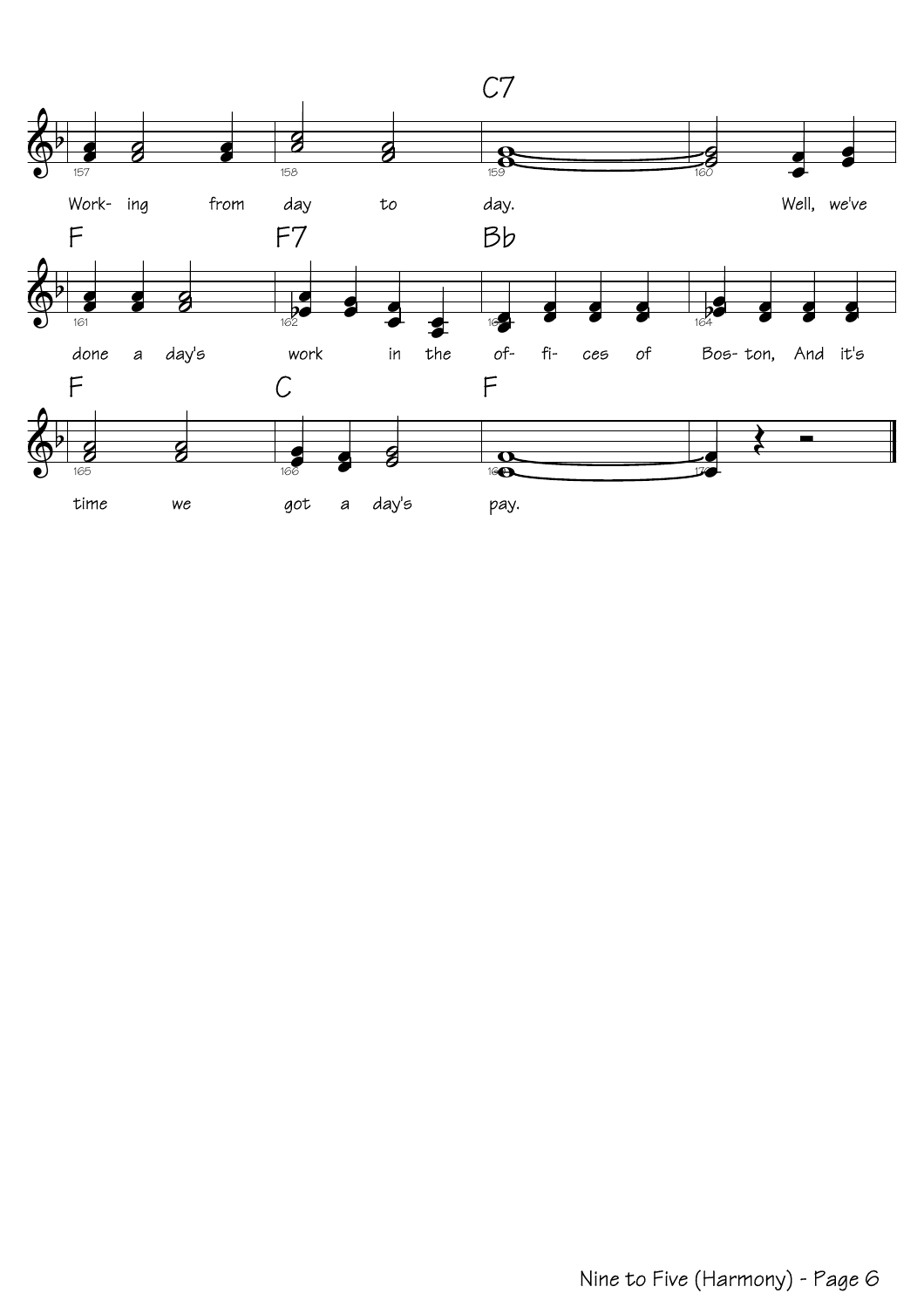C7

Work- ing from day to day. Well, we've

F F7 Bb

done a day's work in the of- fi- ces of Bos- ton, And it's

F C F

time we got a day's pay.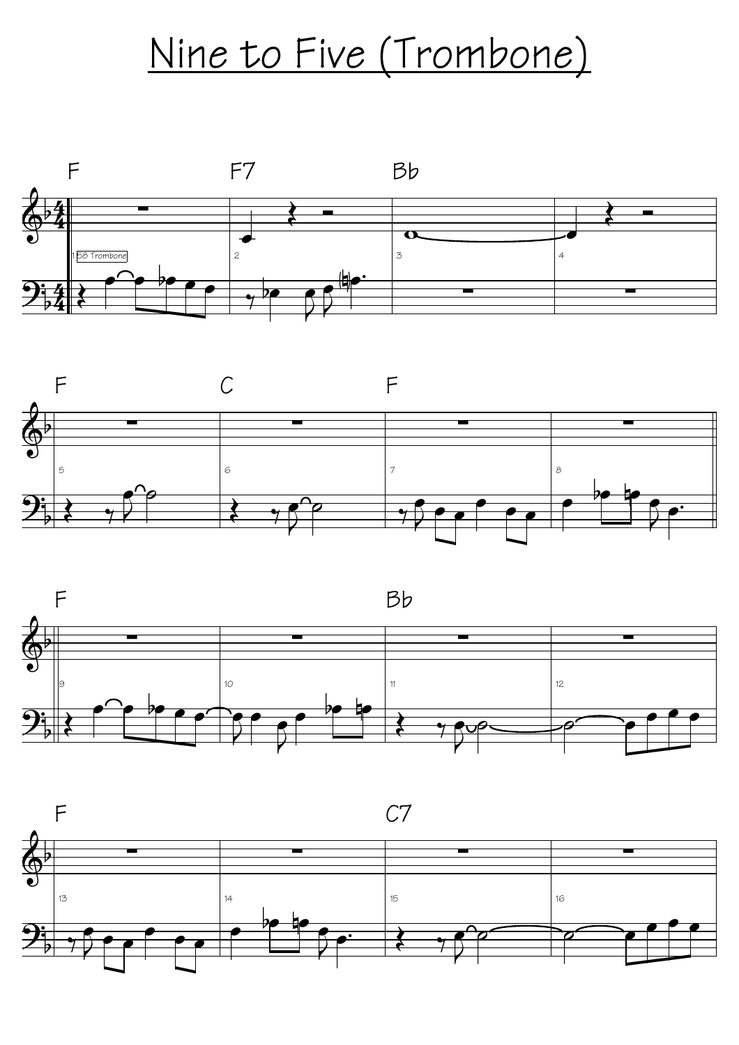# Nine to Five (Trombone)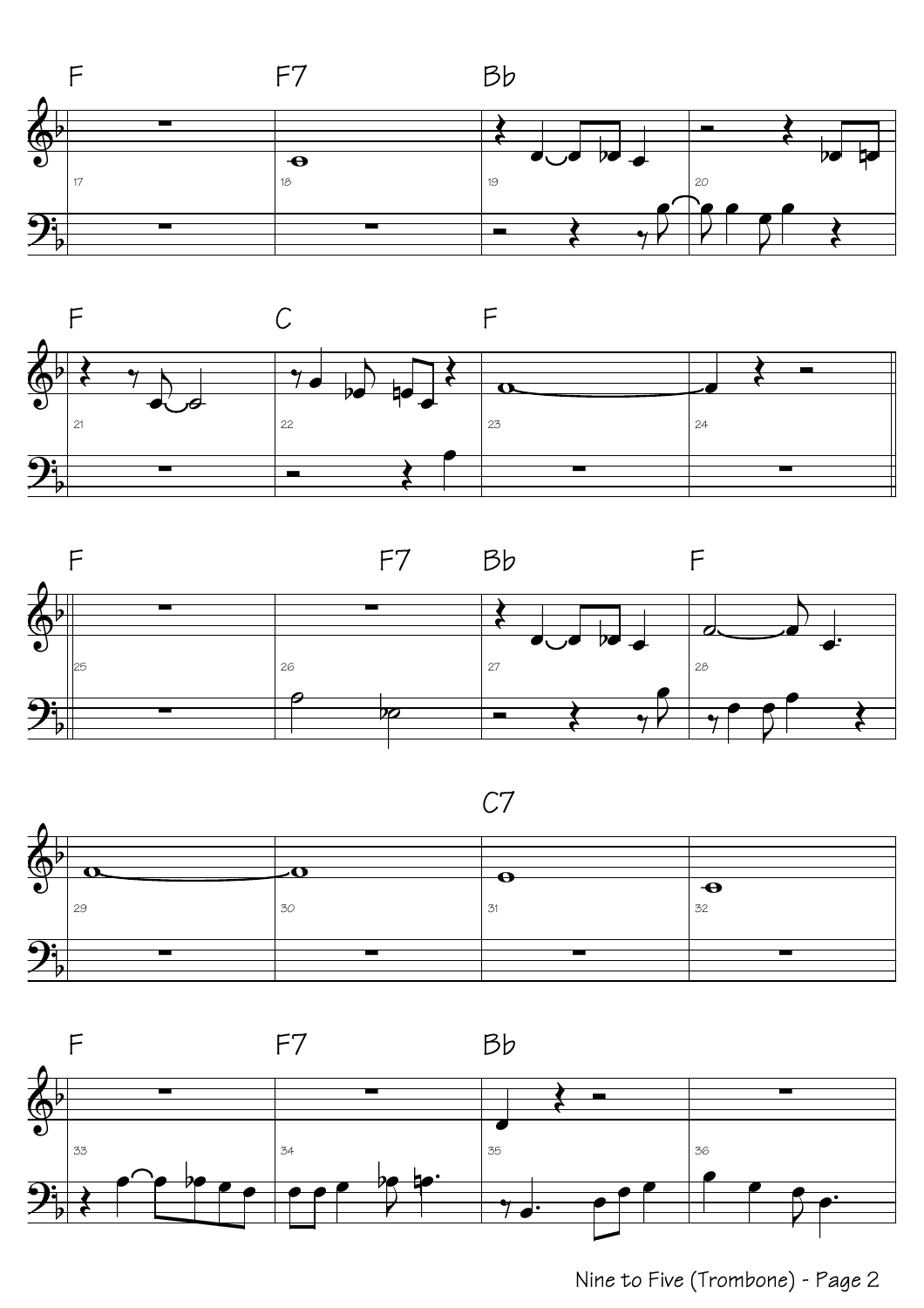F F7 Bb

F C F

F F7 Bb F

C7

F F7 Bb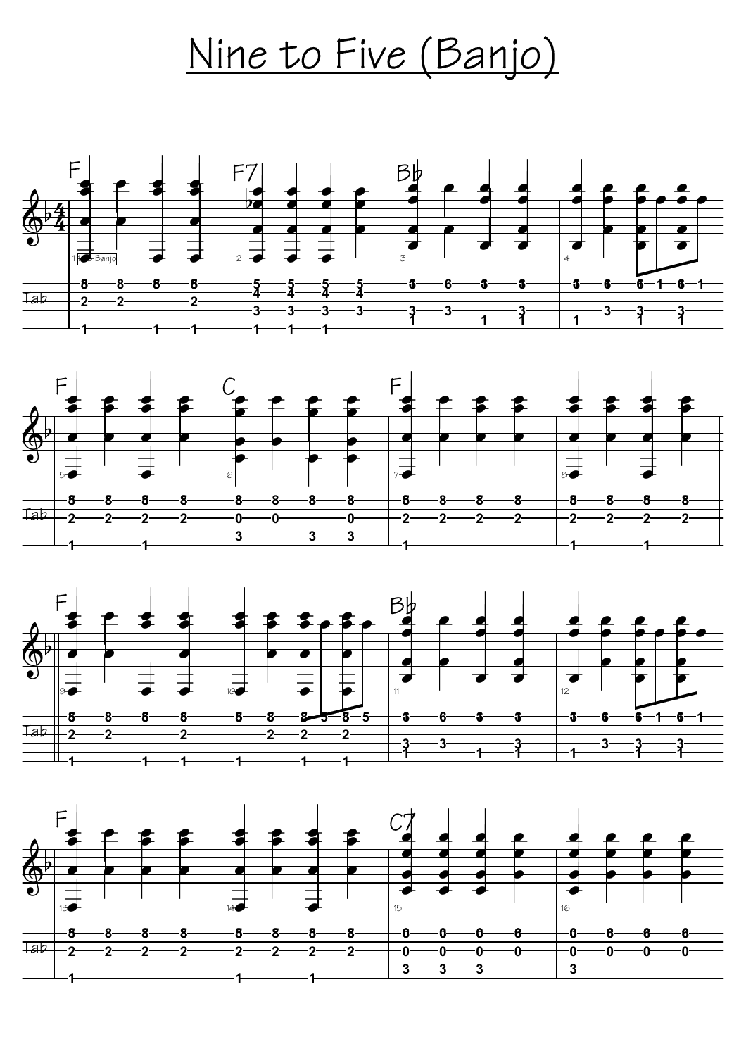# Nine to Five (Banjo)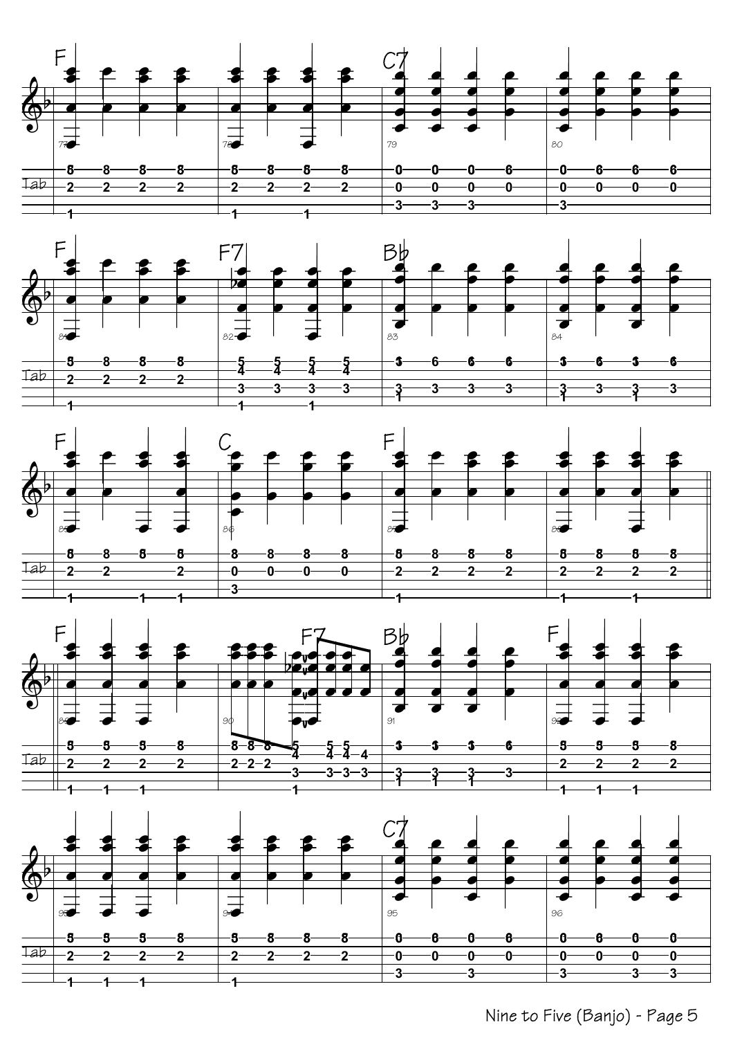F C7

F F7 Bb

F C F

F F7 Bb F

C7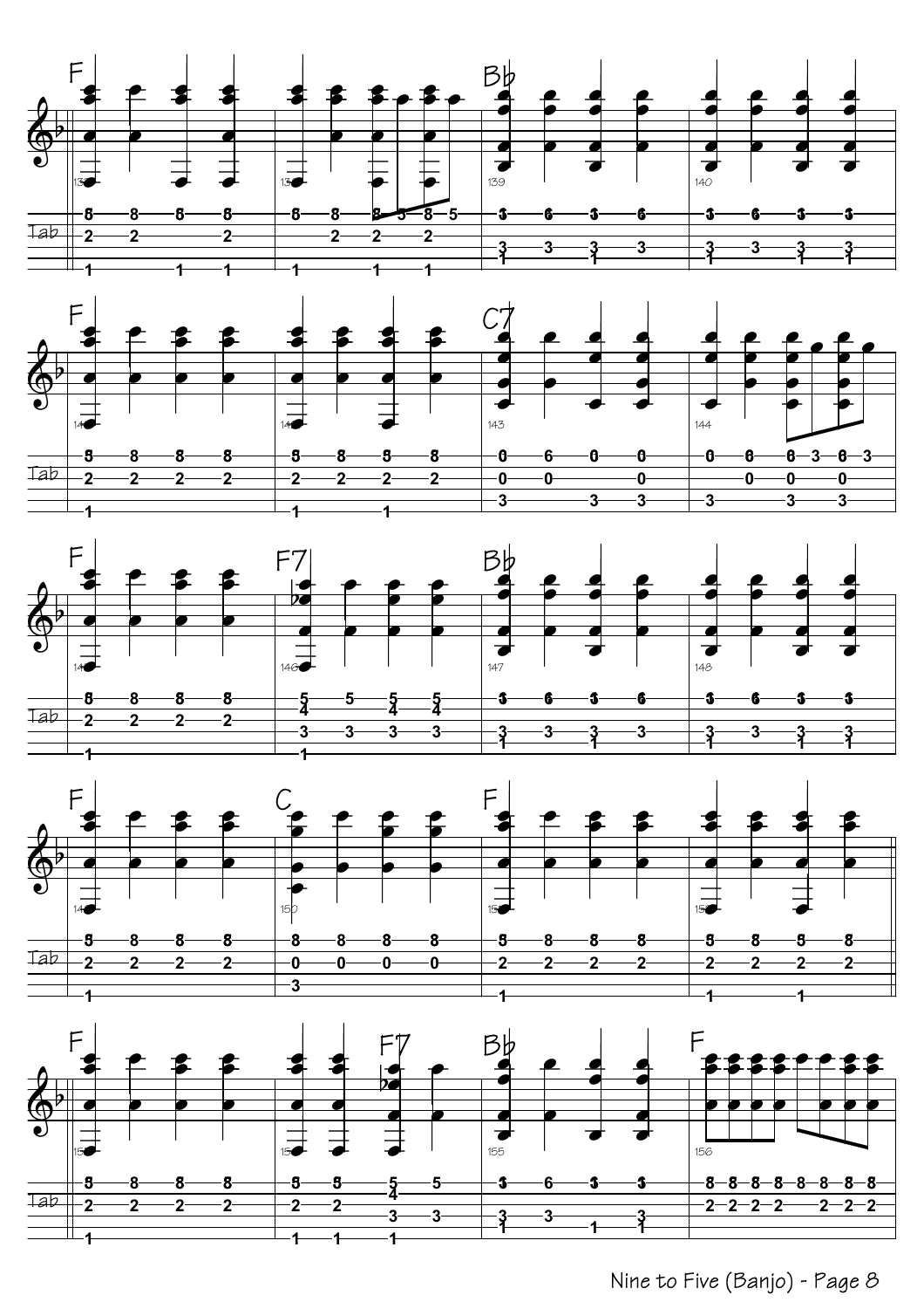F

Bb

F

C7

F

F7

Bb

F

C

F

F

F7

Bb

F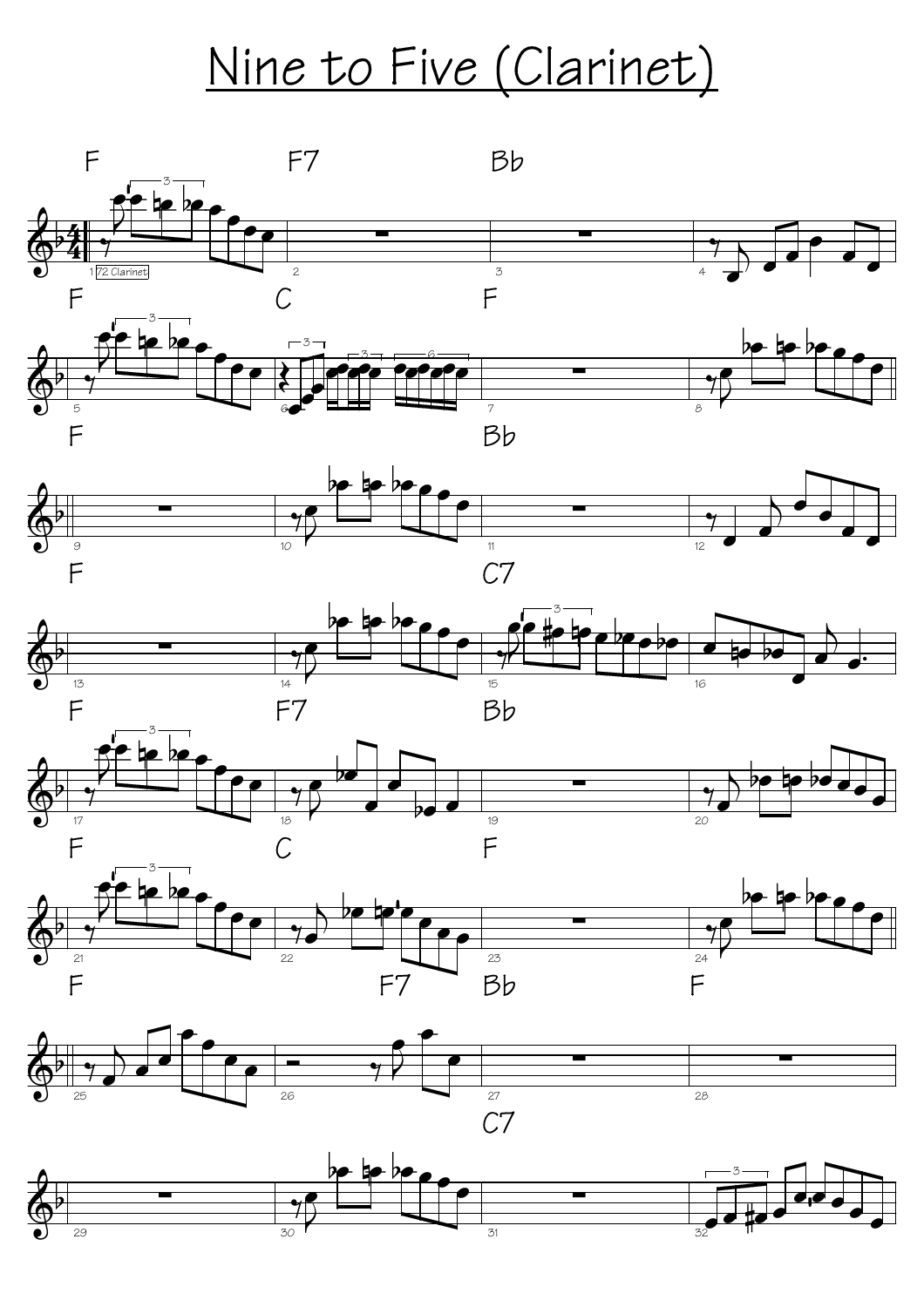# Nine to Five (Clarinet)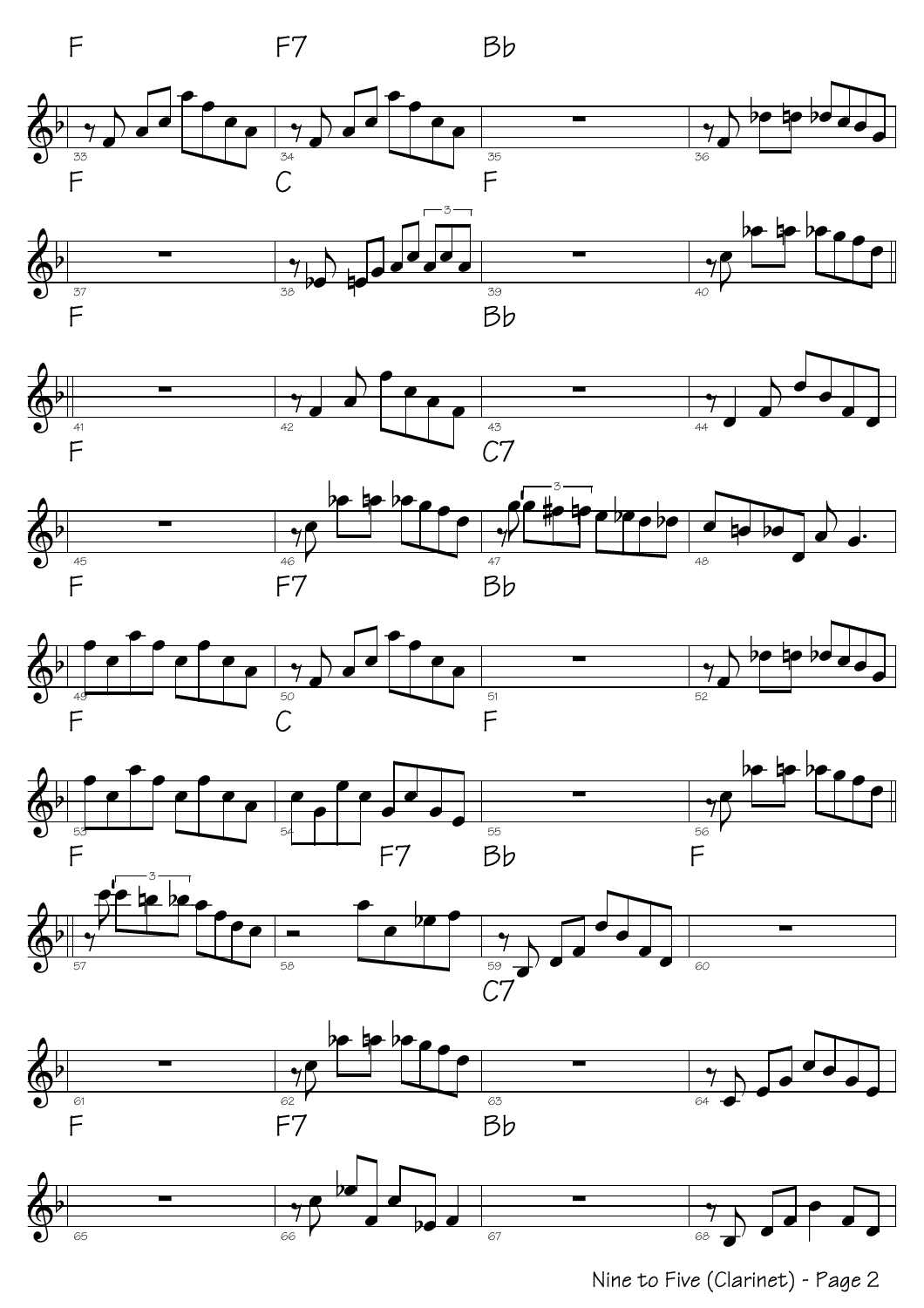F F7 Bb

F C F

F Bb

F C7

F F7 Bb

F C F

F F7 Bb F

C7

F F7 Bb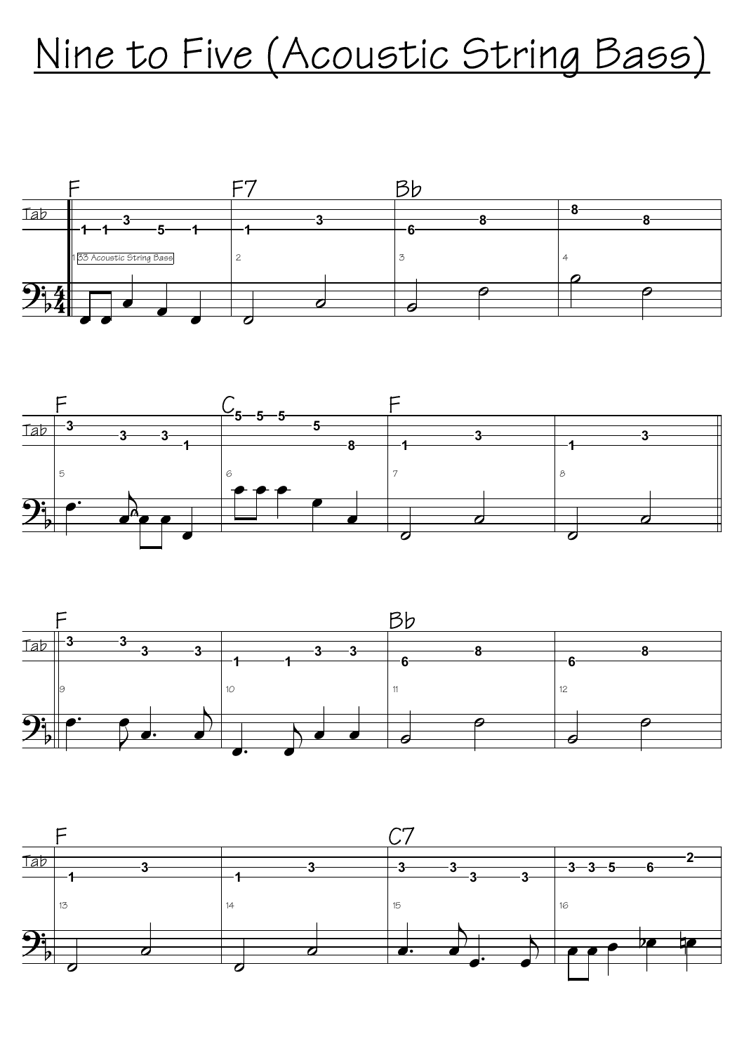# Nine to Five (Acoustic String Bass)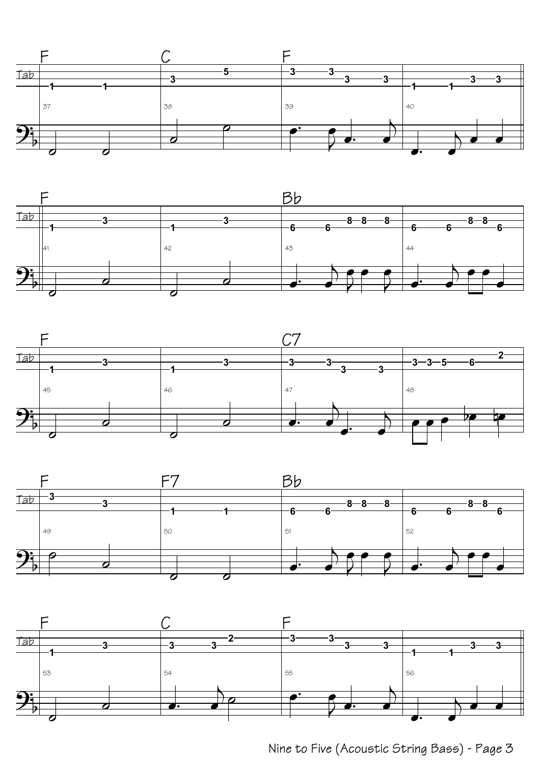| Measure | Chord | Tab |
|---|---|---|
| 37 | F | 1 1 |
| 38 | C | 3 5 |
| 39 | F | 3 3 3 3 |
| 40 | | 1 1 3 3 |
| 41 | F | 1 3 |
| 42 | | 1 3 |
| 43 | Bb | 6 6 8 8 8 |
| 44 | | 6 6 8 8 6 |
| 45 | F | 1 3 |
| 46 | | 1 3 |
| 47 | C7 | 3 3 3 3 |
| 48 | | 3 3 5 6 2 |
| 49 | F | 3 3 |
| 50 | F7 | 1 1 |
| 51 | Bb | 6 6 8 8 8 |
| 52 | | 6 6 8 8 6 |
| 53 | F | 1 3 |
| 54 | C | 3 3 2 |
| 55 | F | 3 3 3 3 |
| 56 | | 1 1 3 3 |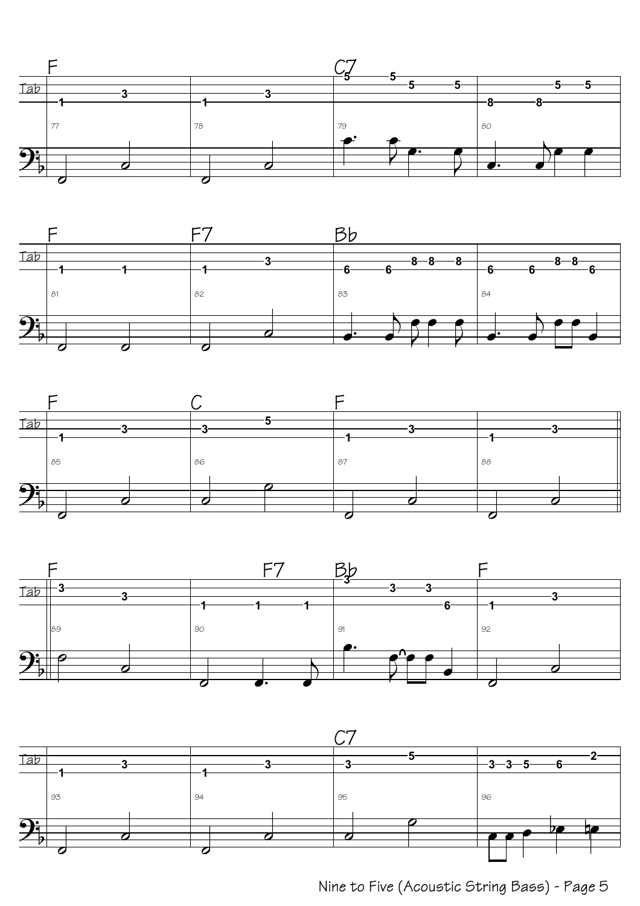F C7

Tab

77 78 79 80

F F7 Bb

81 82 83 84

F C F

85 86 87 88

F F7 Bb F

89 90 91 92

C7

93 94 95 96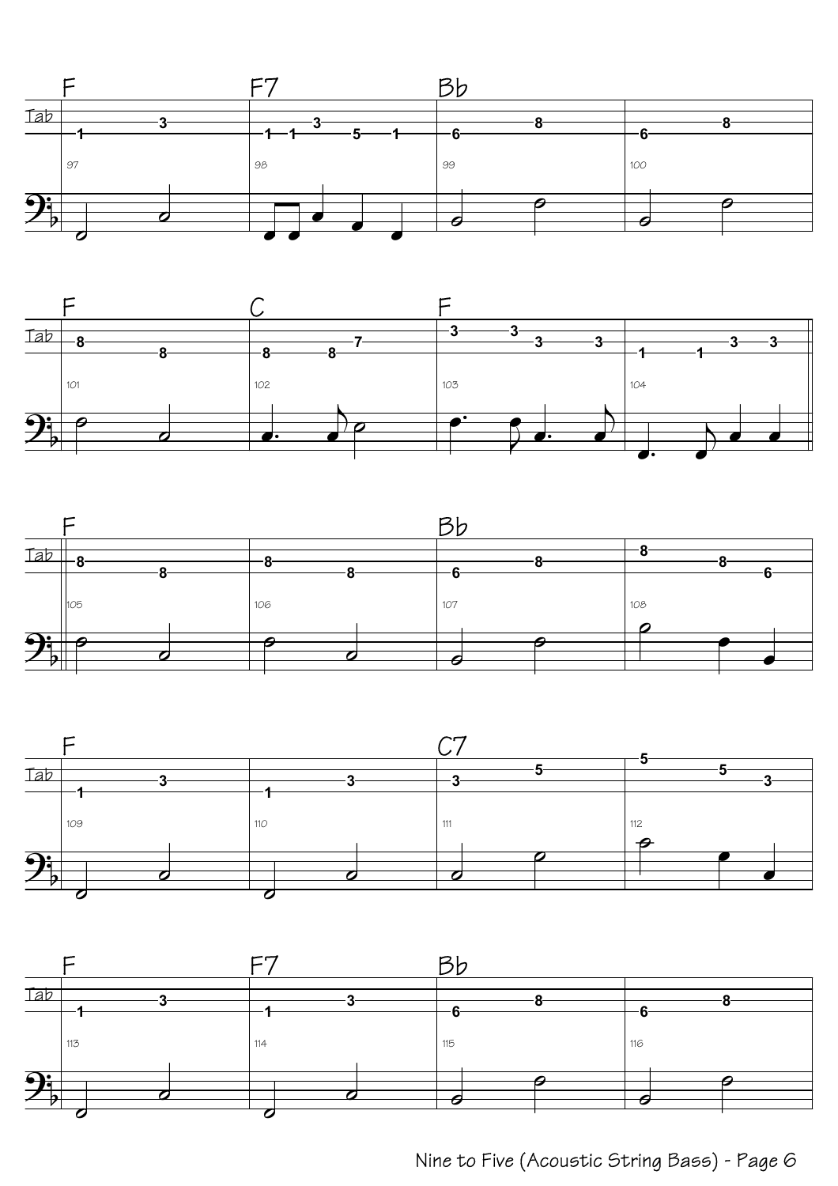| Measure | Chord | Tab |
| --- | --- | --- |
| 97 | F | 1 3 |
| 98 | F7 | 1 1 3 5 1 |
| 99 | Bb | 6 8 |
| 100 | | 6 8 |
| 101 | F | 8 8 |
| 102 | C | 8 8 7 |
| 103 | F | 3 3 3 3 |
| 104 | | 1 1 3 3 |
| 105 | F | 8 8 |
| 106 | | 8 8 |
| 107 | Bb | 6 8 |
| 108 | | 8 8 6 |
| 109 | F | 1 3 |
| 110 | | 1 3 |
| 111 | C7 | 3 5 |
| 112 | | 5 5 3 |
| 113 | F | 1 3 |
| 114 | F7 | 1 3 |
| 115 | Bb | 6 8 |
| 116 | | 6 8 |